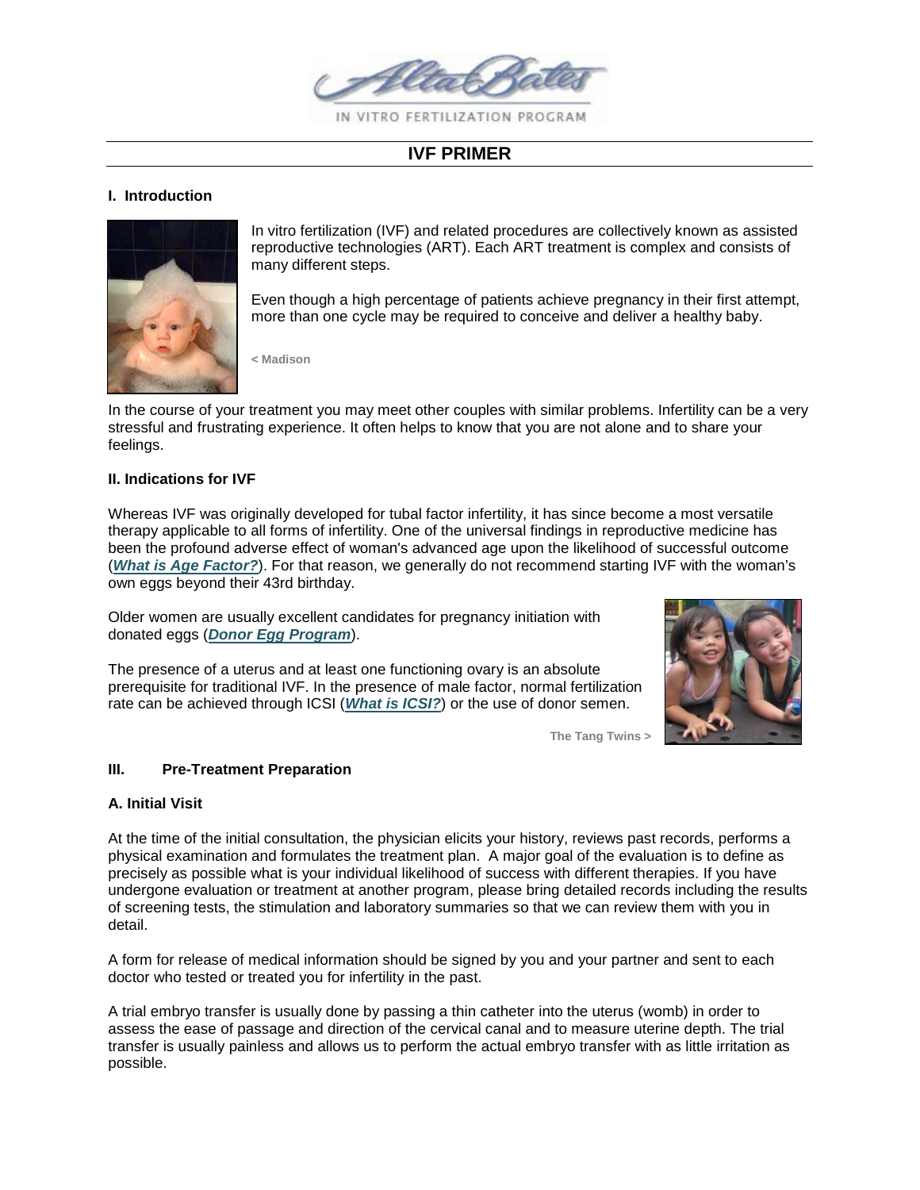Alta Bates

IN VITRO FERTILIZATION PROGRAM

# IVF PRIMER

## I. Introduction

In vitro fertilization (IVF) and related procedures are collectively known as assisted reproductive technologies (ART). Each ART treatment is complex and consists of many different steps.

Even though a high percentage of patients achieve pregnancy in their first attempt, more than one cycle may be required to conceive and deliver a healthy baby.

< Madison

In the course of your treatment you may meet other couples with similar problems. Infertility can be a very stressful and frustrating experience. It often helps to know that you are not alone and to share your feelings.

## II. Indications for IVF

Whereas IVF was originally developed for tubal factor infertility, it has since become a most versatile therapy applicable to all forms of infertility. One of the universal findings in reproductive medicine has been the profound adverse effect of woman's advanced age upon the likelihood of successful outcome (***What is Age Factor?***). For that reason, we generally do not recommend starting IVF with the woman's own eggs beyond their 43rd birthday.

Older women are usually excellent candidates for pregnancy initiation with donated eggs (***Donor Egg Program***).

The presence of a uterus and at least one functioning ovary is an absolute prerequisite for traditional IVF. In the presence of male factor, normal fertilization rate can be achieved through ICSI (***What is ICSI?***) or the use of donor semen.

The Tang Twins >

## III. Pre-Treatment Preparation

### A. Initial Visit

At the time of the initial consultation, the physician elicits your history, reviews past records, performs a physical examination and formulates the treatment plan. A major goal of the evaluation is to define as precisely as possible what is your individual likelihood of success with different therapies. If you have undergone evaluation or treatment at another program, please bring detailed records including the results of screening tests, the stimulation and laboratory summaries so that we can review them with you in detail.

A form for release of medical information should be signed by you and your partner and sent to each doctor who tested or treated you for infertility in the past.

A trial embryo transfer is usually done by passing a thin catheter into the uterus (womb) in order to assess the ease of passage and direction of the cervical canal and to measure uterine depth. The trial transfer is usually painless and allows us to perform the actual embryo transfer with as little irritation as possible.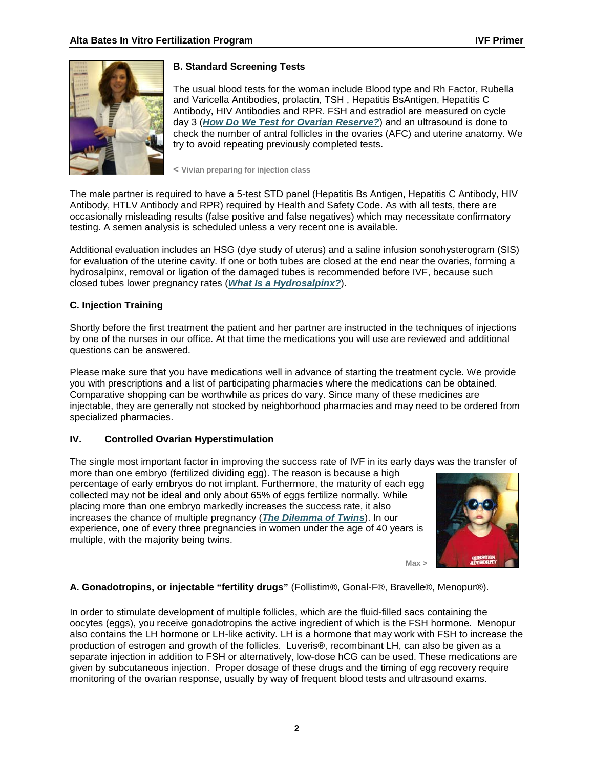### B. Standard Screening Tests

The usual blood tests for the woman include Blood type and Rh Factor, Rubella and Varicella Antibodies, prolactin, TSH , Hepatitis BsAntigen, Hepatitis C Antibody, HIV Antibodies and RPR. FSH and estradiol are measured on cycle day 3 (***How Do We Test for Ovarian Reserve?***) and an ultrasound is done to check the number of antral follicles in the ovaries (AFC) and uterine anatomy. We try to avoid repeating previously completed tests.

< Vivian preparing for injection class

The male partner is required to have a 5-test STD panel (Hepatitis Bs Antigen, Hepatitis C Antibody, HIV Antibody, HTLV Antibody and RPR) required by Health and Safety Code. As with all tests, there are occasionally misleading results (false positive and false negatives) which may necessitate confirmatory testing. A semen analysis is scheduled unless a very recent one is available.

Additional evaluation includes an HSG (dye study of uterus) and a saline infusion sonohysterogram (SIS) for evaluation of the uterine cavity. If one or both tubes are closed at the end near the ovaries, forming a hydrosalpinx, removal or ligation of the damaged tubes is recommended before IVF, because such closed tubes lower pregnancy rates (***What Is a Hydrosalpinx?***).

### C. Injection Training

Shortly before the first treatment the patient and her partner are instructed in the techniques of injections by one of the nurses in our office. At that time the medications you will use are reviewed and additional questions can be answered.

Please make sure that you have medications well in advance of starting the treatment cycle. We provide you with prescriptions and a list of participating pharmacies where the medications can be obtained. Comparative shopping can be worthwhile as prices do vary. Since many of these medicines are injectable, they are generally not stocked by neighborhood pharmacies and may need to be ordered from specialized pharmacies.

## IV. Controlled Ovarian Hyperstimulation

The single most important factor in improving the success rate of IVF in its early days was the transfer of more than one embryo (fertilized dividing egg). The reason is because a high percentage of early embryos do not implant. Furthermore, the maturity of each egg collected may not be ideal and only about 65% of eggs fertilize normally. While placing more than one embryo markedly increases the success rate, it also increases the chance of multiple pregnancy (***The Dilemma of Twins***). In our experience, one of every three pregnancies in women under the age of 40 years is multiple, with the majority being twins.

Max >

### A. Gonadotropins, or injectable "fertility drugs" (Follistim®, Gonal-F®, Bravelle®, Menopur®).

In order to stimulate development of multiple follicles, which are the fluid-filled sacs containing the oocytes (eggs), you receive gonadotropins the active ingredient of which is the FSH hormone. Menopur also contains the LH hormone or LH-like activity. LH is a hormone that may work with FSH to increase the production of estrogen and growth of the follicles. Luveris®, recombinant LH, can also be given as a separate injection in addition to FSH or alternatively, low-dose hCG can be used. These medications are given by subcutaneous injection. Proper dosage of these drugs and the timing of egg recovery require monitoring of the ovarian response, usually by way of frequent blood tests and ultrasound exams.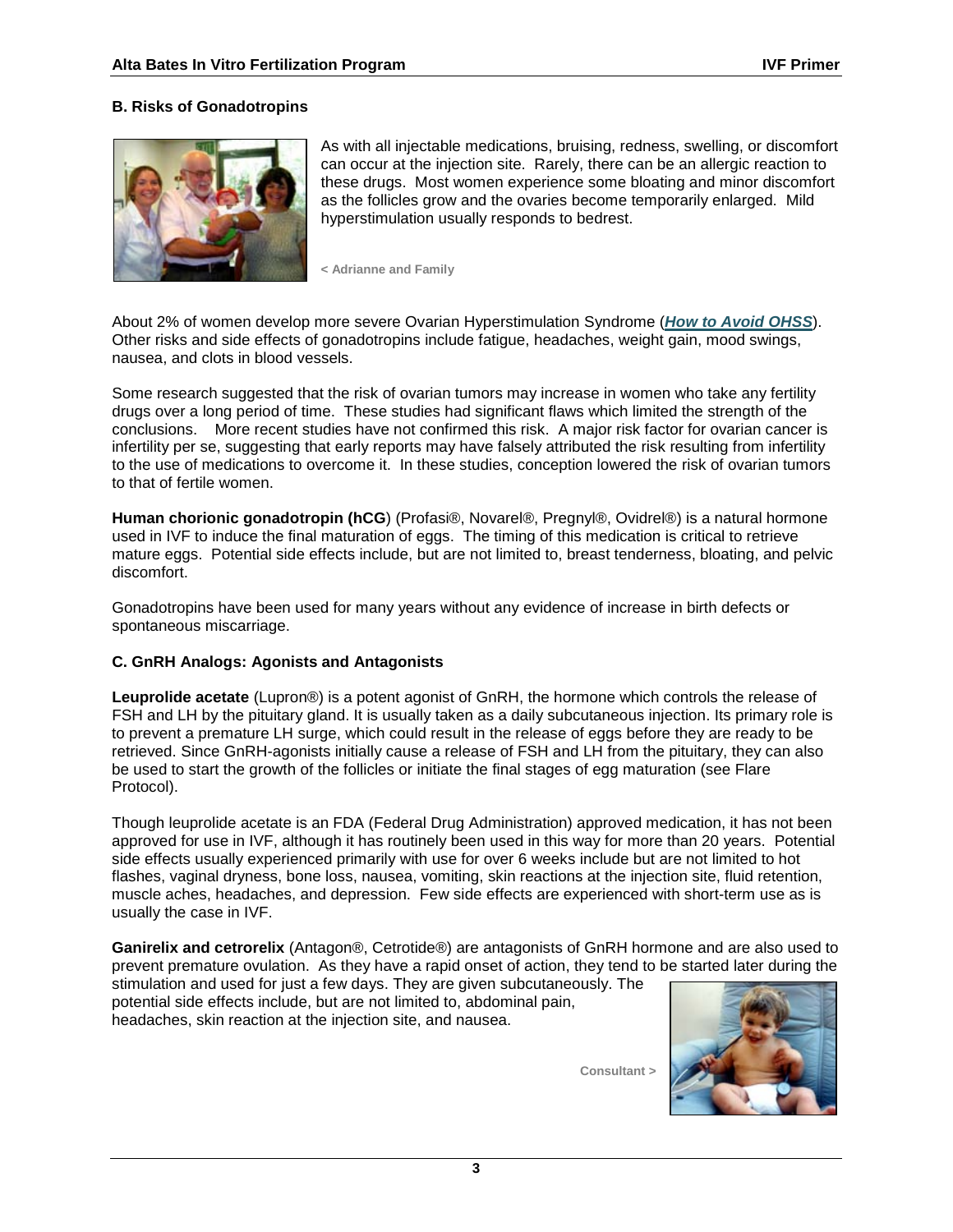### B. Risks of Gonadotropins

As with all injectable medications, bruising, redness, swelling, or discomfort can occur at the injection site. Rarely, there can be an allergic reaction to these drugs. Most women experience some bloating and minor discomfort as the follicles grow and the ovaries become temporarily enlarged. Mild hyperstimulation usually responds to bedrest.

< Adrianne and Family

About 2% of women develop more severe Ovarian Hyperstimulation Syndrome (***How to Avoid OHSS***). Other risks and side effects of gonadotropins include fatigue, headaches, weight gain, mood swings, nausea, and clots in blood vessels.

Some research suggested that the risk of ovarian tumors may increase in women who take any fertility drugs over a long period of time. These studies had significant flaws which limited the strength of the conclusions. More recent studies have not confirmed this risk. A major risk factor for ovarian cancer is infertility per se, suggesting that early reports may have falsely attributed the risk resulting from infertility to the use of medications to overcome it. In these studies, conception lowered the risk of ovarian tumors to that of fertile women.

**Human chorionic gonadotropin (hCG**) (Profasi®, Novarel®, Pregnyl®, Ovidrel®) is a natural hormone used in IVF to induce the final maturation of eggs. The timing of this medication is critical to retrieve mature eggs. Potential side effects include, but are not limited to, breast tenderness, bloating, and pelvic discomfort.

Gonadotropins have been used for many years without any evidence of increase in birth defects or spontaneous miscarriage.

### C. GnRH Analogs: Agonists and Antagonists

**Leuprolide acetate** (Lupron®) is a potent agonist of GnRH, the hormone which controls the release of FSH and LH by the pituitary gland. It is usually taken as a daily subcutaneous injection. Its primary role is to prevent a premature LH surge, which could result in the release of eggs before they are ready to be retrieved. Since GnRH-agonists initially cause a release of FSH and LH from the pituitary, they can also be used to start the growth of the follicles or initiate the final stages of egg maturation (see Flare Protocol).

Though leuprolide acetate is an FDA (Federal Drug Administration) approved medication, it has not been approved for use in IVF, although it has routinely been used in this way for more than 20 years. Potential side effects usually experienced primarily with use for over 6 weeks include but are not limited to hot flashes, vaginal dryness, bone loss, nausea, vomiting, skin reactions at the injection site, fluid retention, muscle aches, headaches, and depression. Few side effects are experienced with short-term use as is usually the case in IVF.

**Ganirelix and cetrorelix** (Antagon®, Cetrotide®) are antagonists of GnRH hormone and are also used to prevent premature ovulation. As they have a rapid onset of action, they tend to be started later during the stimulation and used for just a few days. They are given subcutaneously. The potential side effects include, but are not limited to, abdominal pain, headaches, skin reaction at the injection site, and nausea.

Consultant >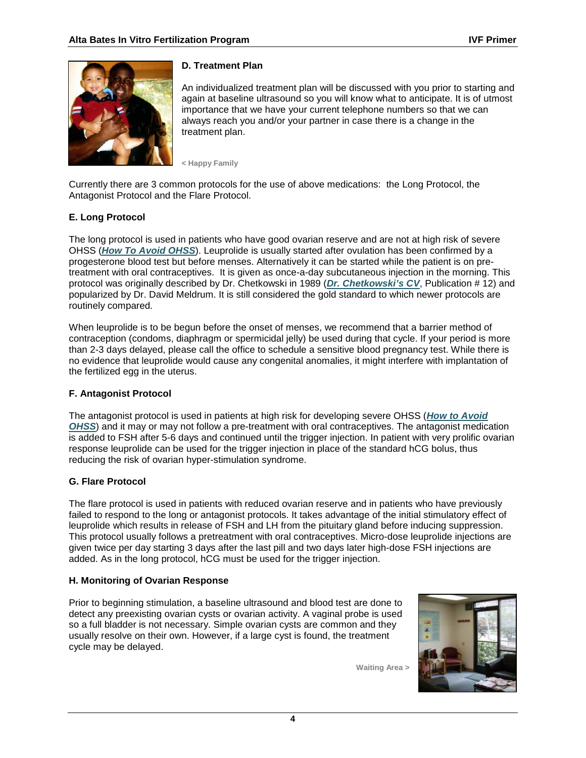### D. Treatment Plan

An individualized treatment plan will be discussed with you prior to starting and again at baseline ultrasound so you will know what to anticipate. It is of utmost importance that we have your current telephone numbers so that we can always reach you and/or your partner in case there is a change in the treatment plan.

< Happy Family

Currently there are 3 common protocols for the use of above medications: the Long Protocol, the Antagonist Protocol and the Flare Protocol.

### E. Long Protocol

The long protocol is used in patients who have good ovarian reserve and are not at high risk of severe OHSS (***How To Avoid OHSS***). Leuprolide is usually started after ovulation has been confirmed by a progesterone blood test but before menses. Alternatively it can be started while the patient is on pre-treatment with oral contraceptives. It is given as once-a-day subcutaneous injection in the morning. This protocol was originally described by Dr. Chetkowski in 1989 (***Dr. Chetkowski's CV***, Publication # 12) and popularized by Dr. David Meldrum. It is still considered the gold standard to which newer protocols are routinely compared.

When leuprolide is to be begun before the onset of menses, we recommend that a barrier method of contraception (condoms, diaphragm or spermicidal jelly) be used during that cycle. If your period is more than 2-3 days delayed, please call the office to schedule a sensitive blood pregnancy test. While there is no evidence that leuprolide would cause any congenital anomalies, it might interfere with implantation of the fertilized egg in the uterus.

### F. Antagonist Protocol

The antagonist protocol is used in patients at high risk for developing severe OHSS (***How to Avoid OHSS***) and it may or may not follow a pre-treatment with oral contraceptives. The antagonist medication is added to FSH after 5-6 days and continued until the trigger injection. In patient with very prolific ovarian response leuprolide can be used for the trigger injection in place of the standard hCG bolus, thus reducing the risk of ovarian hyper-stimulation syndrome.

### G. Flare Protocol

The flare protocol is used in patients with reduced ovarian reserve and in patients who have previously failed to respond to the long or antagonist protocols. It takes advantage of the initial stimulatory effect of leuprolide which results in release of FSH and LH from the pituitary gland before inducing suppression. This protocol usually follows a pretreatment with oral contraceptives. Micro-dose leuprolide injections are given twice per day starting 3 days after the last pill and two days later high-dose FSH injections are added. As in the long protocol, hCG must be used for the trigger injection.

### H. Monitoring of Ovarian Response

Prior to beginning stimulation, a baseline ultrasound and blood test are done to detect any preexisting ovarian cysts or ovarian activity. A vaginal probe is used so a full bladder is not necessary. Simple ovarian cysts are common and they usually resolve on their own. However, if a large cyst is found, the treatment cycle may be delayed.

Waiting Area >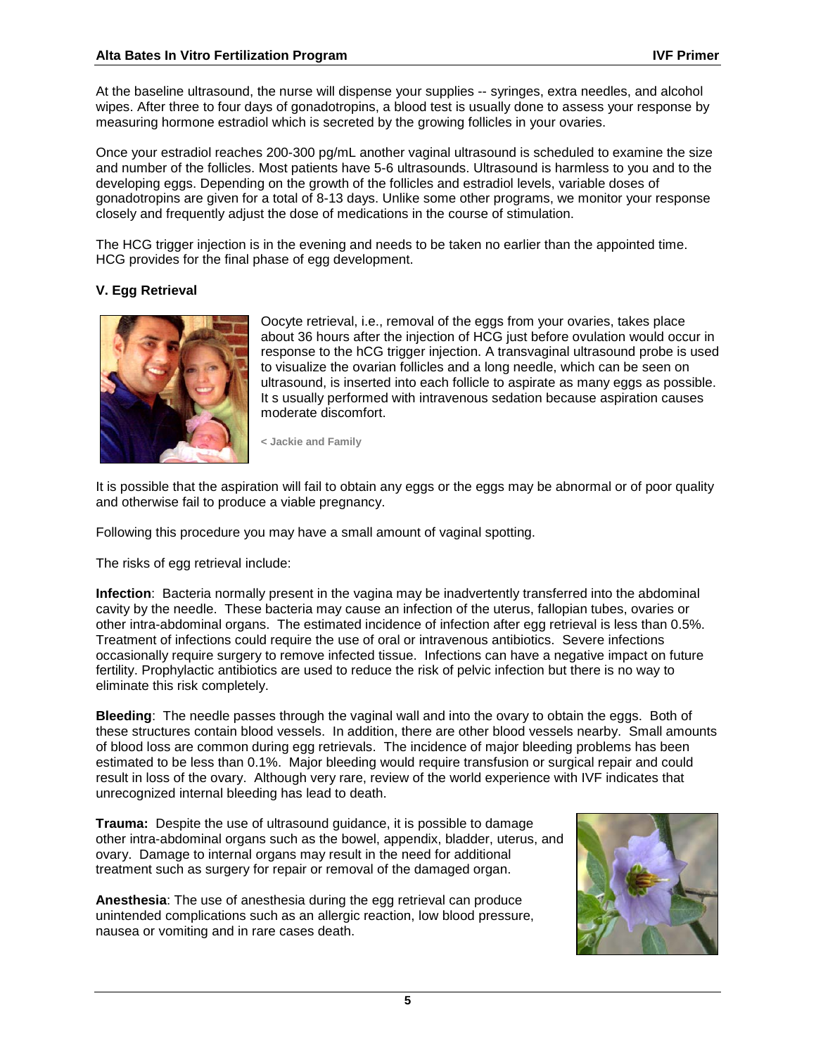At the baseline ultrasound, the nurse will dispense your supplies -- syringes, extra needles, and alcohol wipes. After three to four days of gonadotropins, a blood test is usually done to assess your response by measuring hormone estradiol which is secreted by the growing follicles in your ovaries.

Once your estradiol reaches 200-300 pg/mL another vaginal ultrasound is scheduled to examine the size and number of the follicles. Most patients have 5-6 ultrasounds. Ultrasound is harmless to you and to the developing eggs. Depending on the growth of the follicles and estradiol levels, variable doses of gonadotropins are given for a total of 8-13 days. Unlike some other programs, we monitor your response closely and frequently adjust the dose of medications in the course of stimulation.

The HCG trigger injection is in the evening and needs to be taken no earlier than the appointed time. HCG provides for the final phase of egg development.

### V. Egg Retrieval

Oocyte retrieval, i.e., removal of the eggs from your ovaries, takes place about 36 hours after the injection of HCG just before ovulation would occur in response to the hCG trigger injection. A transvaginal ultrasound probe is used to visualize the ovarian follicles and a long needle, which can be seen on ultrasound, is inserted into each follicle to aspirate as many eggs as possible. It s usually performed with intravenous sedation because aspiration causes moderate discomfort.

< Jackie and Family

It is possible that the aspiration will fail to obtain any eggs or the eggs may be abnormal or of poor quality and otherwise fail to produce a viable pregnancy.

Following this procedure you may have a small amount of vaginal spotting.

The risks of egg retrieval include:

**Infection**: Bacteria normally present in the vagina may be inadvertently transferred into the abdominal cavity by the needle. These bacteria may cause an infection of the uterus, fallopian tubes, ovaries or other intra-abdominal organs. The estimated incidence of infection after egg retrieval is less than 0.5%. Treatment of infections could require the use of oral or intravenous antibiotics. Severe infections occasionally require surgery to remove infected tissue. Infections can have a negative impact on future fertility. Prophylactic antibiotics are used to reduce the risk of pelvic infection but there is no way to eliminate this risk completely.

**Bleeding**: The needle passes through the vaginal wall and into the ovary to obtain the eggs. Both of these structures contain blood vessels. In addition, there are other blood vessels nearby. Small amounts of blood loss are common during egg retrievals. The incidence of major bleeding problems has been estimated to be less than 0.1%. Major bleeding would require transfusion or surgical repair and could result in loss of the ovary. Although very rare, review of the world experience with IVF indicates that unrecognized internal bleeding has lead to death.

**Trauma:** Despite the use of ultrasound guidance, it is possible to damage other intra-abdominal organs such as the bowel, appendix, bladder, uterus, and ovary. Damage to internal organs may result in the need for additional treatment such as surgery for repair or removal of the damaged organ.

**Anesthesia**: The use of anesthesia during the egg retrieval can produce unintended complications such as an allergic reaction, low blood pressure, nausea or vomiting and in rare cases death.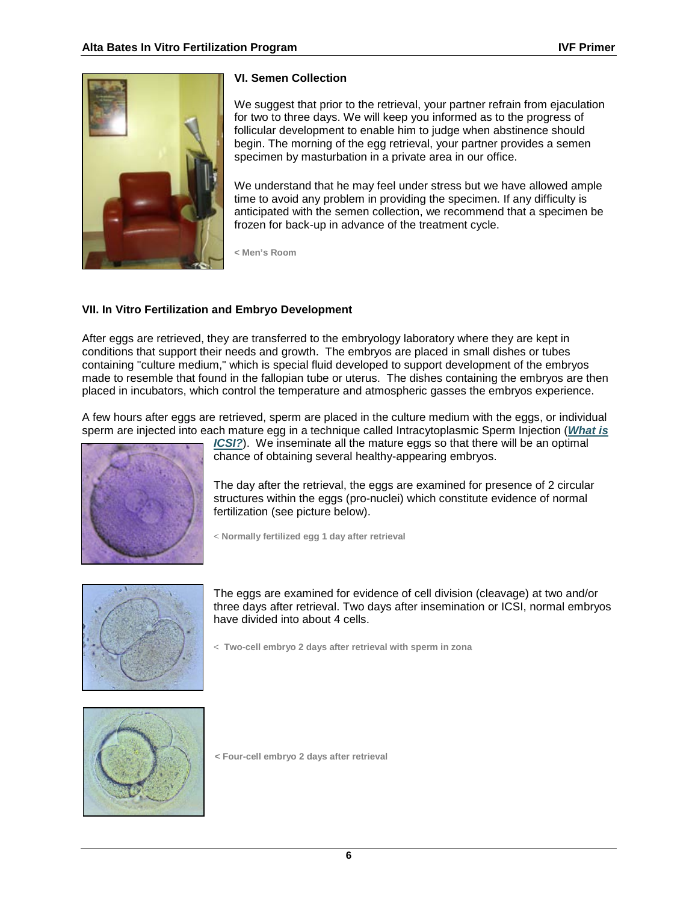### VI. Semen Collection

We suggest that prior to the retrieval, your partner refrain from ejaculation for two to three days. We will keep you informed as to the progress of follicular development to enable him to judge when abstinence should begin. The morning of the egg retrieval, your partner provides a semen specimen by masturbation in a private area in our office.

We understand that he may feel under stress but we have allowed ample time to avoid any problem in providing the specimen. If any difficulty is anticipated with the semen collection, we recommend that a specimen be frozen for back-up in advance of the treatment cycle.

**< Men's Room**

### VII. In Vitro Fertilization and Embryo Development

After eggs are retrieved, they are transferred to the embryology laboratory where they are kept in conditions that support their needs and growth. The embryos are placed in small dishes or tubes containing "culture medium," which is special fluid developed to support development of the embryos made to resemble that found in the fallopian tube or uterus. The dishes containing the embryos are then placed in incubators, which control the temperature and atmospheric gasses the embryos experience.

A few hours after eggs are retrieved, sperm are placed in the culture medium with the eggs, or individual sperm are injected into each mature egg in a technique called Intracytoplasmic Sperm Injection (***What is ICSI?***). We inseminate all the mature eggs so that there will be an optimal chance of obtaining several healthy-appearing embryos.

The day after the retrieval, the eggs are examined for presence of 2 circular structures within the eggs (pro-nuclei) which constitute evidence of normal fertilization (see picture below).

**< Normally fertilized egg 1 day after retrieval**

The eggs are examined for evidence of cell division (cleavage) at two and/or three days after retrieval. Two days after insemination or ICSI, normal embryos have divided into about 4 cells.

**< Two-cell embryo 2 days after retrieval with sperm in zona**

**< Four-cell embryo 2 days after retrieval**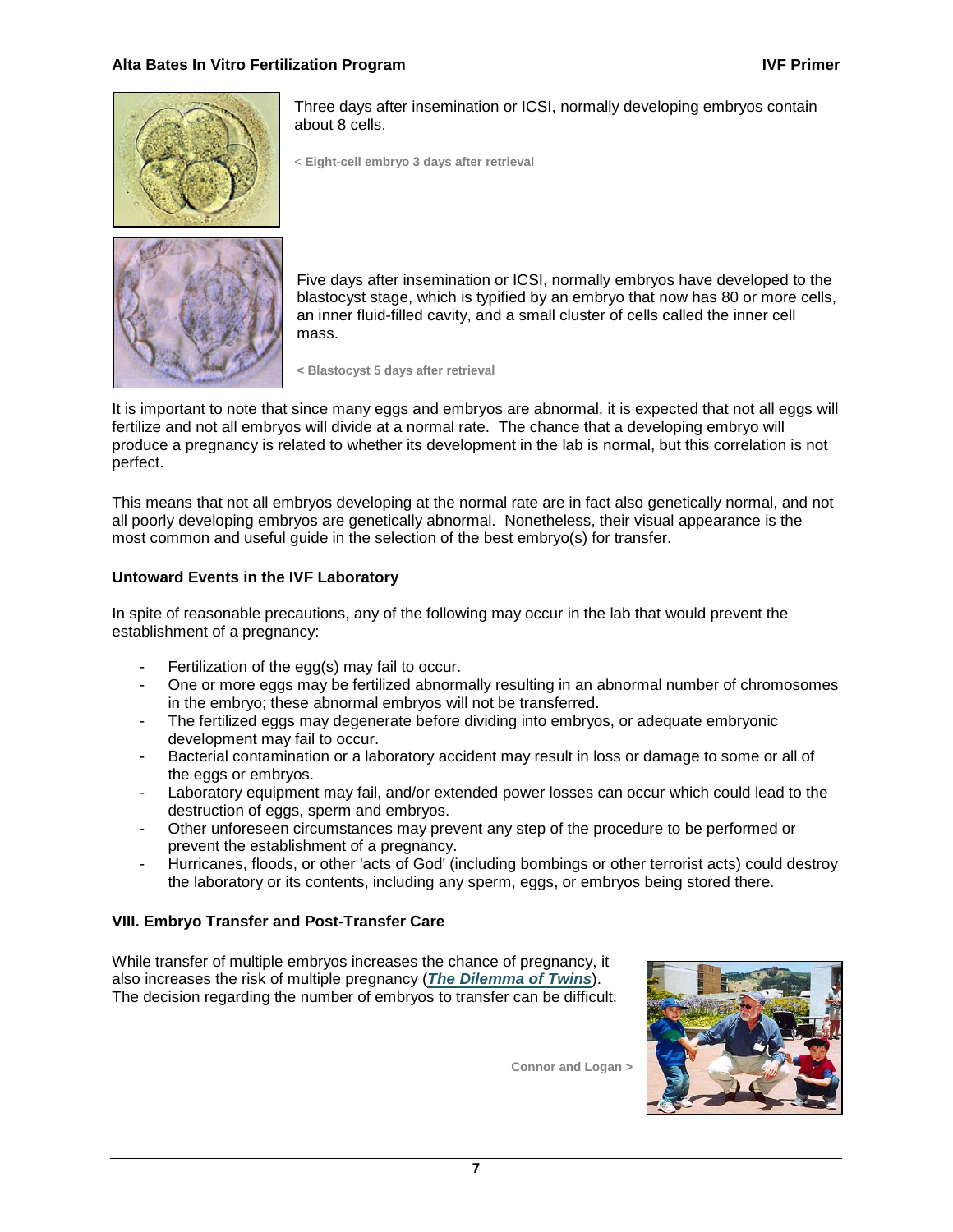Three days after insemination or ICSI, normally developing embryos contain about 8 cells.

< **Eight-cell embryo 3 days after retrieval**

Five days after insemination or ICSI, normally embryos have developed to the blastocyst stage, which is typified by an embryo that now has 80 or more cells, an inner fluid-filled cavity, and a small cluster of cells called the inner cell mass.

**< Blastocyst 5 days after retrieval**

It is important to note that since many eggs and embryos are abnormal, it is expected that not all eggs will fertilize and not all embryos will divide at a normal rate. The chance that a developing embryo will produce a pregnancy is related to whether its development in the lab is normal, but this correlation is not perfect.

This means that not all embryos developing at the normal rate are in fact also genetically normal, and not all poorly developing embryos are genetically abnormal. Nonetheless, their visual appearance is the most common and useful guide in the selection of the best embryo(s) for transfer.

**Untoward Events in the IVF Laboratory**

In spite of reasonable precautions, any of the following may occur in the lab that would prevent the establishment of a pregnancy:

- Fertilization of the egg(s) may fail to occur.
- One or more eggs may be fertilized abnormally resulting in an abnormal number of chromosomes in the embryo; these abnormal embryos will not be transferred.
- The fertilized eggs may degenerate before dividing into embryos, or adequate embryonic development may fail to occur.
- Bacterial contamination or a laboratory accident may result in loss or damage to some or all of the eggs or embryos.
- Laboratory equipment may fail, and/or extended power losses can occur which could lead to the destruction of eggs, sperm and embryos.
- Other unforeseen circumstances may prevent any step of the procedure to be performed or prevent the establishment of a pregnancy.
- Hurricanes, floods, or other 'acts of God' (including bombings or other terrorist acts) could destroy the laboratory or its contents, including any sperm, eggs, or embryos being stored there.

**VIII. Embryo Transfer and Post-Transfer Care**

While transfer of multiple embryos increases the chance of pregnancy, it also increases the risk of multiple pregnancy (***The Dilemma of Twins***). The decision regarding the number of embryos to transfer can be difficult.

**Connor and Logan >**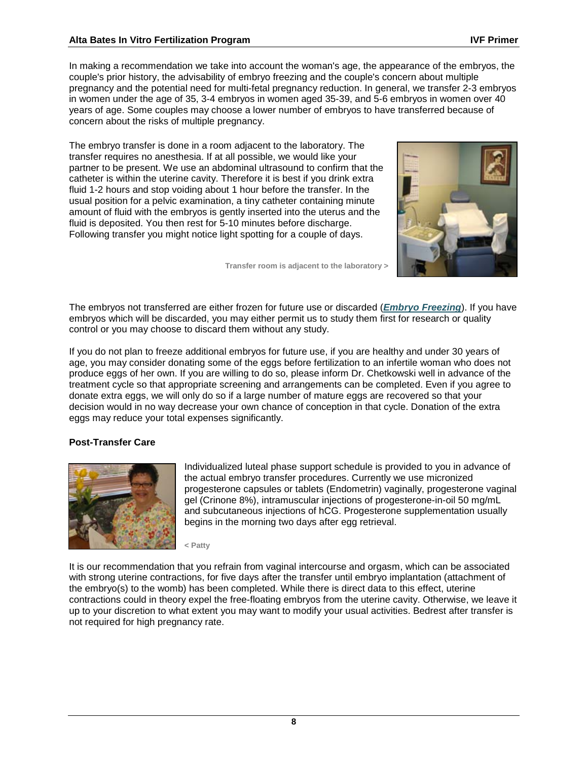In making a recommendation we take into account the woman's age, the appearance of the embryos, the couple's prior history, the advisability of embryo freezing and the couple's concern about multiple pregnancy and the potential need for multi-fetal pregnancy reduction. In general, we transfer 2-3 embryos in women under the age of 35, 3-4 embryos in women aged 35-39, and 5-6 embryos in women over 40 years of age. Some couples may choose a lower number of embryos to have transferred because of concern about the risks of multiple pregnancy.

The embryo transfer is done in a room adjacent to the laboratory. The transfer requires no anesthesia. If at all possible, we would like your partner to be present. We use an abdominal ultrasound to confirm that the catheter is within the uterine cavity. Therefore it is best if you drink extra fluid 1-2 hours and stop voiding about 1 hour before the transfer. In the usual position for a pelvic examination, a tiny catheter containing minute amount of fluid with the embryos is gently inserted into the uterus and the fluid is deposited. You then rest for 5-10 minutes before discharge. Following transfer you might notice light spotting for a couple of days.

**Transfer room is adjacent to the laboratory >**

The embryos not transferred are either frozen for future use or discarded (***Embryo Freezing***). If you have embryos which will be discarded, you may either permit us to study them first for research or quality control or you may choose to discard them without any study.

If you do not plan to freeze additional embryos for future use, if you are healthy and under 30 years of age, you may consider donating some of the eggs before fertilization to an infertile woman who does not produce eggs of her own. If you are willing to do so, please inform Dr. Chetkowski well in advance of the treatment cycle so that appropriate screening and arrangements can be completed. Even if you agree to donate extra eggs, we will only do so if a large number of mature eggs are recovered so that your decision would in no way decrease your own chance of conception in that cycle. Donation of the extra eggs may reduce your total expenses significantly.

**Post-Transfer Care**

Individualized luteal phase support schedule is provided to you in advance of the actual embryo transfer procedures. Currently we use micronized progesterone capsules or tablets (Endometrin) vaginally, progesterone vaginal gel (Crinone 8%), intramuscular injections of progesterone-in-oil 50 mg/mL and subcutaneous injections of hCG. Progesterone supplementation usually begins in the morning two days after egg retrieval.

**< Patty**

It is our recommendation that you refrain from vaginal intercourse and orgasm, which can be associated with strong uterine contractions, for five days after the transfer until embryo implantation (attachment of the embryo(s) to the womb) has been completed. While there is direct data to this effect, uterine contractions could in theory expel the free-floating embryos from the uterine cavity. Otherwise, we leave it up to your discretion to what extent you may want to modify your usual activities. Bedrest after transfer is not required for high pregnancy rate.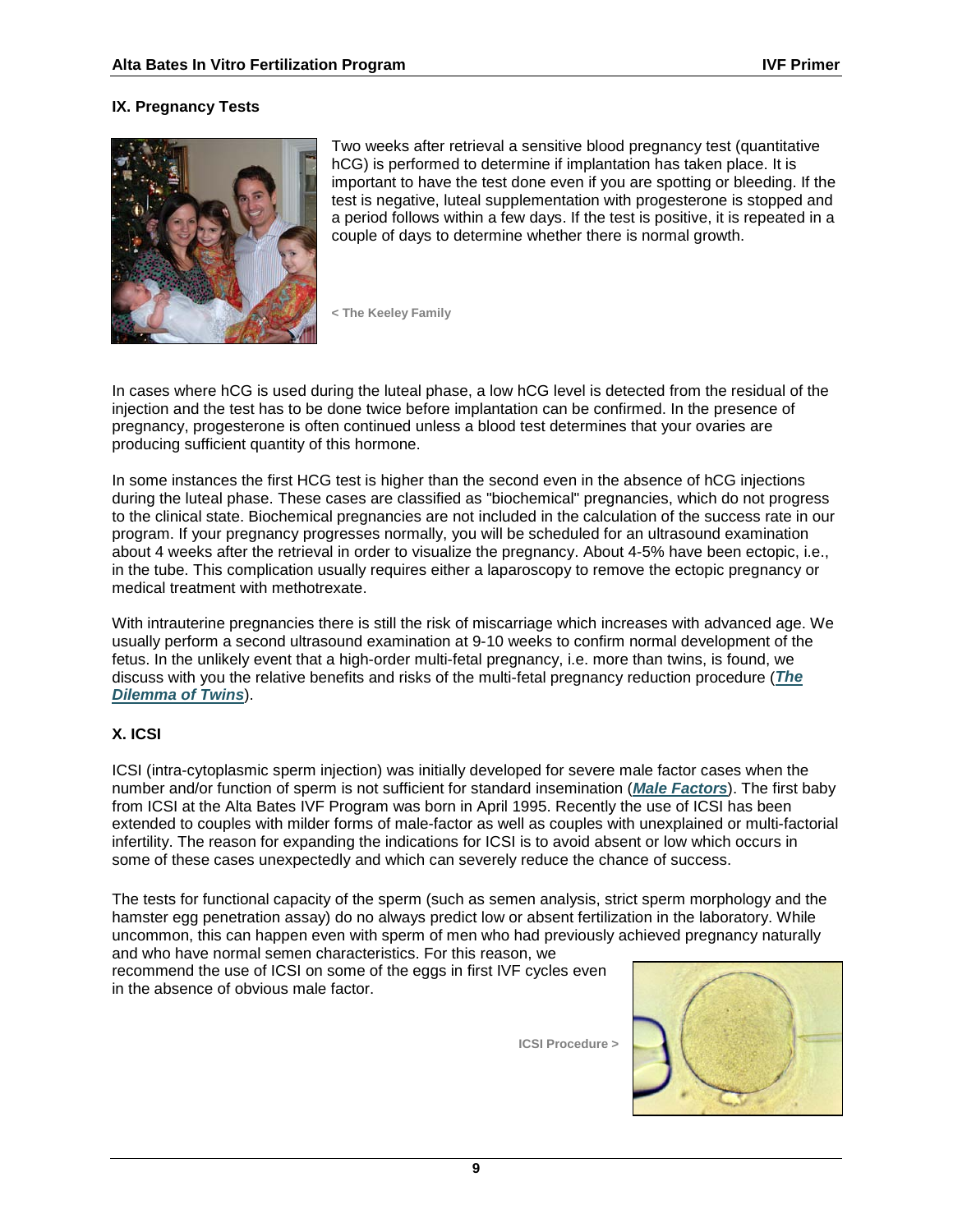## IX. Pregnancy Tests

Two weeks after retrieval a sensitive blood pregnancy test (quantitative hCG) is performed to determine if implantation has taken place. It is important to have the test done even if you are spotting or bleeding. If the test is negative, luteal supplementation with progesterone is stopped and a period follows within a few days. If the test is positive, it is repeated in a couple of days to determine whether there is normal growth.

< The Keeley Family

In cases where hCG is used during the luteal phase, a low hCG level is detected from the residual of the injection and the test has to be done twice before implantation can be confirmed. In the presence of pregnancy, progesterone is often continued unless a blood test determines that your ovaries are producing sufficient quantity of this hormone.

In some instances the first HCG test is higher than the second even in the absence of hCG injections during the luteal phase. These cases are classified as "biochemical" pregnancies, which do not progress to the clinical state. Biochemical pregnancies are not included in the calculation of the success rate in our program. If your pregnancy progresses normally, you will be scheduled for an ultrasound examination about 4 weeks after the retrieval in order to visualize the pregnancy. About 4-5% have been ectopic, i.e., in the tube. This complication usually requires either a laparoscopy to remove the ectopic pregnancy or medical treatment with methotrexate.

With intrauterine pregnancies there is still the risk of miscarriage which increases with advanced age. We usually perform a second ultrasound examination at 9-10 weeks to confirm normal development of the fetus. In the unlikely event that a high-order multi-fetal pregnancy, i.e. more than twins, is found, we discuss with you the relative benefits and risks of the multi-fetal pregnancy reduction procedure (***The Dilemma of Twins***).

## X. ICSI

ICSI (intra-cytoplasmic sperm injection) was initially developed for severe male factor cases when the number and/or function of sperm is not sufficient for standard insemination (***Male Factors***). The first baby from ICSI at the Alta Bates IVF Program was born in April 1995. Recently the use of ICSI has been extended to couples with milder forms of male-factor as well as couples with unexplained or multi-factorial infertility. The reason for expanding the indications for ICSI is to avoid absent or low which occurs in some of these cases unexpectedly and which can severely reduce the chance of success.

The tests for functional capacity of the sperm (such as semen analysis, strict sperm morphology and the hamster egg penetration assay) do no always predict low or absent fertilization in the laboratory. While uncommon, this can happen even with sperm of men who had previously achieved pregnancy naturally and who have normal semen characteristics. For this reason, we recommend the use of ICSI on some of the eggs in first IVF cycles even in the absence of obvious male factor.

ICSI Procedure >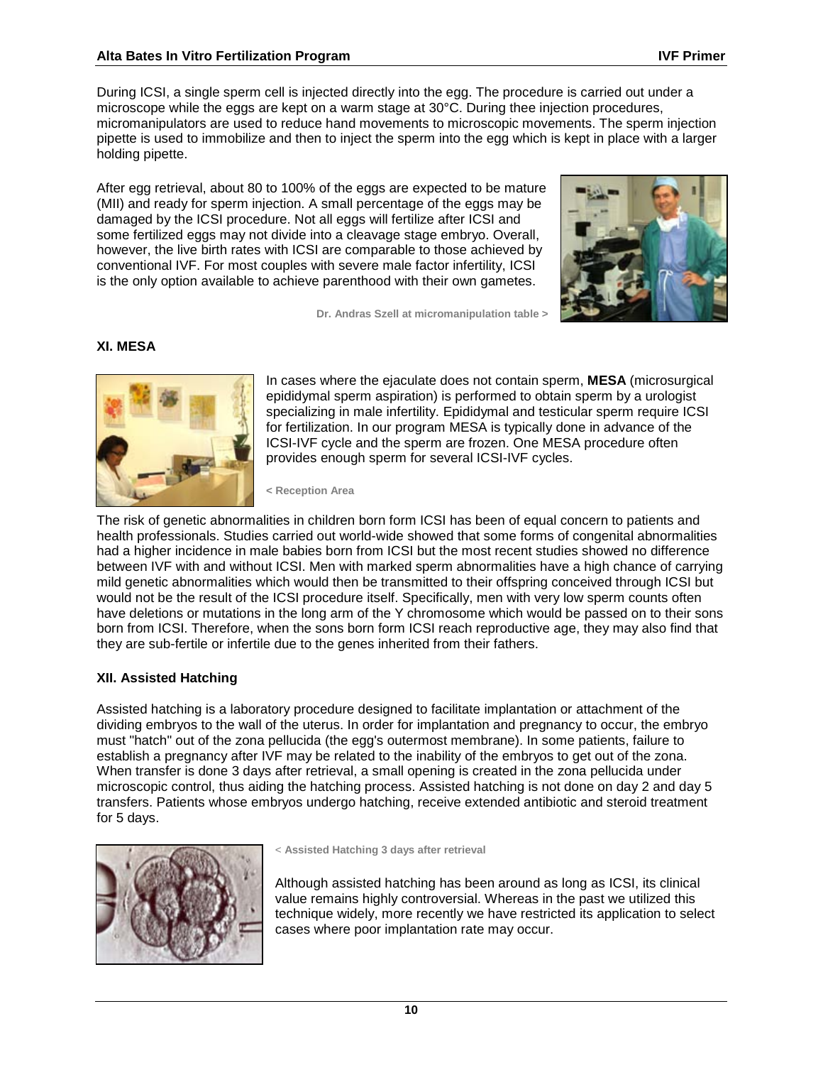During ICSI, a single sperm cell is injected directly into the egg. The procedure is carried out under a microscope while the eggs are kept on a warm stage at 30°C. During thee injection procedures, micromanipulators are used to reduce hand movements to microscopic movements. The sperm injection pipette is used to immobilize and then to inject the sperm into the egg which is kept in place with a larger holding pipette.

After egg retrieval, about 80 to 100% of the eggs are expected to be mature (MII) and ready for sperm injection. A small percentage of the eggs may be damaged by the ICSI procedure. Not all eggs will fertilize after ICSI and some fertilized eggs may not divide into a cleavage stage embryo. Overall, however, the live birth rates with ICSI are comparable to those achieved by conventional IVF. For most couples with severe male factor infertility, ICSI is the only option available to achieve parenthood with their own gametes.

**Dr. Andras Szell at micromanipulation table >**

### XI. MESA

In cases where the ejaculate does not contain sperm, **MESA** (microsurgical epididymal sperm aspiration) is performed to obtain sperm by a urologist specializing in male infertility. Epididymal and testicular sperm require ICSI for fertilization. In our program MESA is typically done in advance of the ICSI-IVF cycle and the sperm are frozen. One MESA procedure often provides enough sperm for several ICSI-IVF cycles.

**< Reception Area**

The risk of genetic abnormalities in children born form ICSI has been of equal concern to patients and health professionals. Studies carried out world-wide showed that some forms of congenital abnormalities had a higher incidence in male babies born from ICSI but the most recent studies showed no difference between IVF with and without ICSI. Men with marked sperm abnormalities have a high chance of carrying mild genetic abnormalities which would then be transmitted to their offspring conceived through ICSI but would not be the result of the ICSI procedure itself. Specifically, men with very low sperm counts often have deletions or mutations in the long arm of the Y chromosome which would be passed on to their sons born from ICSI. Therefore, when the sons born form ICSI reach reproductive age, they may also find that they are sub-fertile or infertile due to the genes inherited from their fathers.

### XII. Assisted Hatching

Assisted hatching is a laboratory procedure designed to facilitate implantation or attachment of the dividing embryos to the wall of the uterus. In order for implantation and pregnancy to occur, the embryo must "hatch" out of the zona pellucida (the egg's outermost membrane). In some patients, failure to establish a pregnancy after IVF may be related to the inability of the embryos to get out of the zona. When transfer is done 3 days after retrieval, a small opening is created in the zona pellucida under microscopic control, thus aiding the hatching process. Assisted hatching is not done on day 2 and day 5 transfers. Patients whose embryos undergo hatching, receive extended antibiotic and steroid treatment for 5 days.

**< Assisted Hatching 3 days after retrieval**

Although assisted hatching has been around as long as ICSI, its clinical value remains highly controversial. Whereas in the past we utilized this technique widely, more recently we have restricted its application to select cases where poor implantation rate may occur.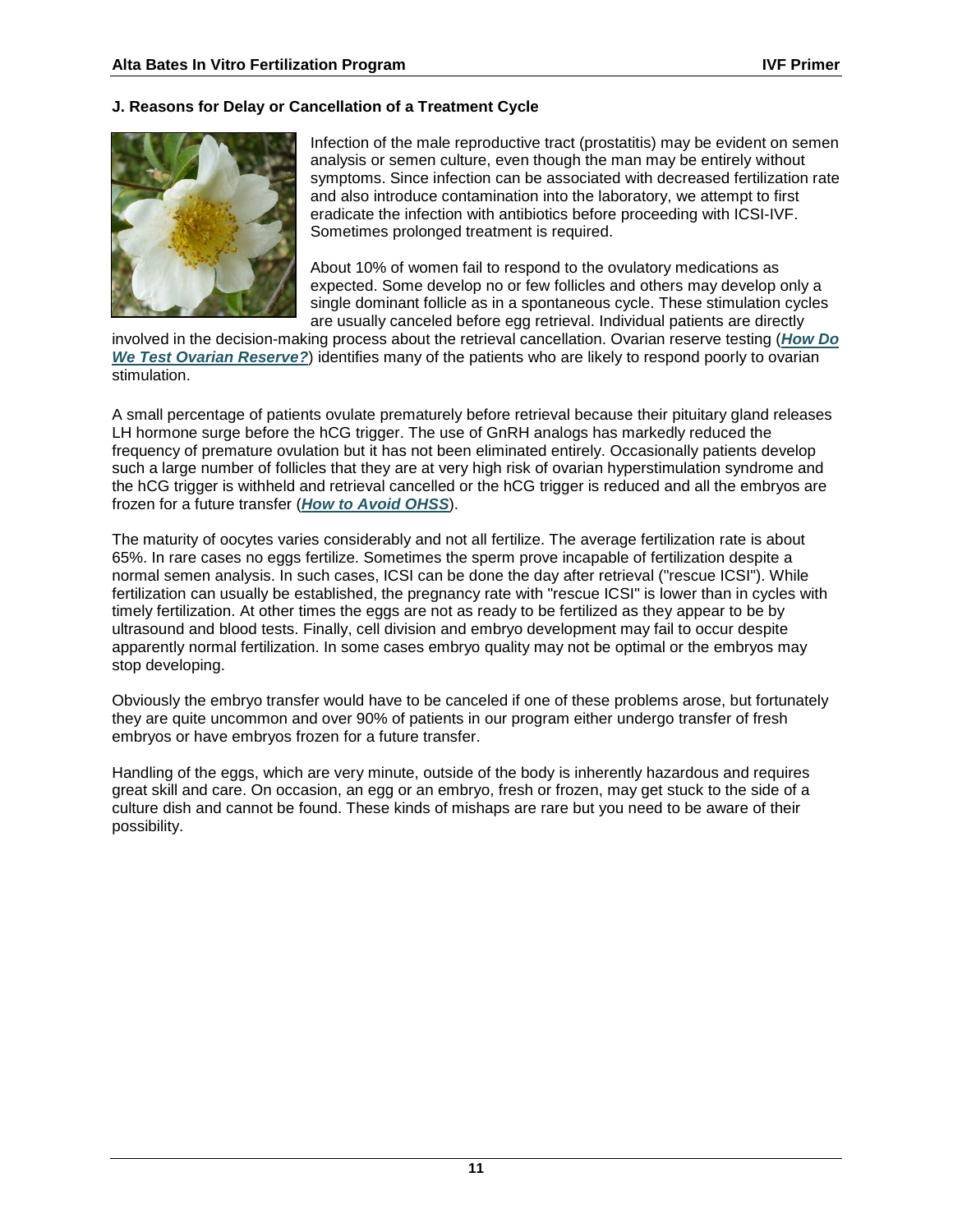### J. Reasons for Delay or Cancellation of a Treatment Cycle

Infection of the male reproductive tract (prostatitis) may be evident on semen analysis or semen culture, even though the man may be entirely without symptoms. Since infection can be associated with decreased fertilization rate and also introduce contamination into the laboratory, we attempt to first eradicate the infection with antibiotics before proceeding with ICSI-IVF. Sometimes prolonged treatment is required.

About 10% of women fail to respond to the ovulatory medications as expected. Some develop no or few follicles and others may develop only a single dominant follicle as in a spontaneous cycle. These stimulation cycles are usually canceled before egg retrieval. Individual patients are directly involved in the decision-making process about the retrieval cancellation. Ovarian reserve testing (***How Do We Test Ovarian Reserve?***) identifies many of the patients who are likely to respond poorly to ovarian stimulation.

A small percentage of patients ovulate prematurely before retrieval because their pituitary gland releases LH hormone surge before the hCG trigger. The use of GnRH analogs has markedly reduced the frequency of premature ovulation but it has not been eliminated entirely. Occasionally patients develop such a large number of follicles that they are at very high risk of ovarian hyperstimulation syndrome and the hCG trigger is withheld and retrieval cancelled or the hCG trigger is reduced and all the embryos are frozen for a future transfer (***How to Avoid OHSS***).

The maturity of oocytes varies considerably and not all fertilize. The average fertilization rate is about 65%. In rare cases no eggs fertilize. Sometimes the sperm prove incapable of fertilization despite a normal semen analysis. In such cases, ICSI can be done the day after retrieval ("rescue ICSI"). While fertilization can usually be established, the pregnancy rate with "rescue ICSI" is lower than in cycles with timely fertilization. At other times the eggs are not as ready to be fertilized as they appear to be by ultrasound and blood tests. Finally, cell division and embryo development may fail to occur despite apparently normal fertilization. In some cases embryo quality may not be optimal or the embryos may stop developing.

Obviously the embryo transfer would have to be canceled if one of these problems arose, but fortunately they are quite uncommon and over 90% of patients in our program either undergo transfer of fresh embryos or have embryos frozen for a future transfer.

Handling of the eggs, which are very minute, outside of the body is inherently hazardous and requires great skill and care. On occasion, an egg or an embryo, fresh or frozen, may get stuck to the side of a culture dish and cannot be found. These kinds of mishaps are rare but you need to be aware of their possibility.